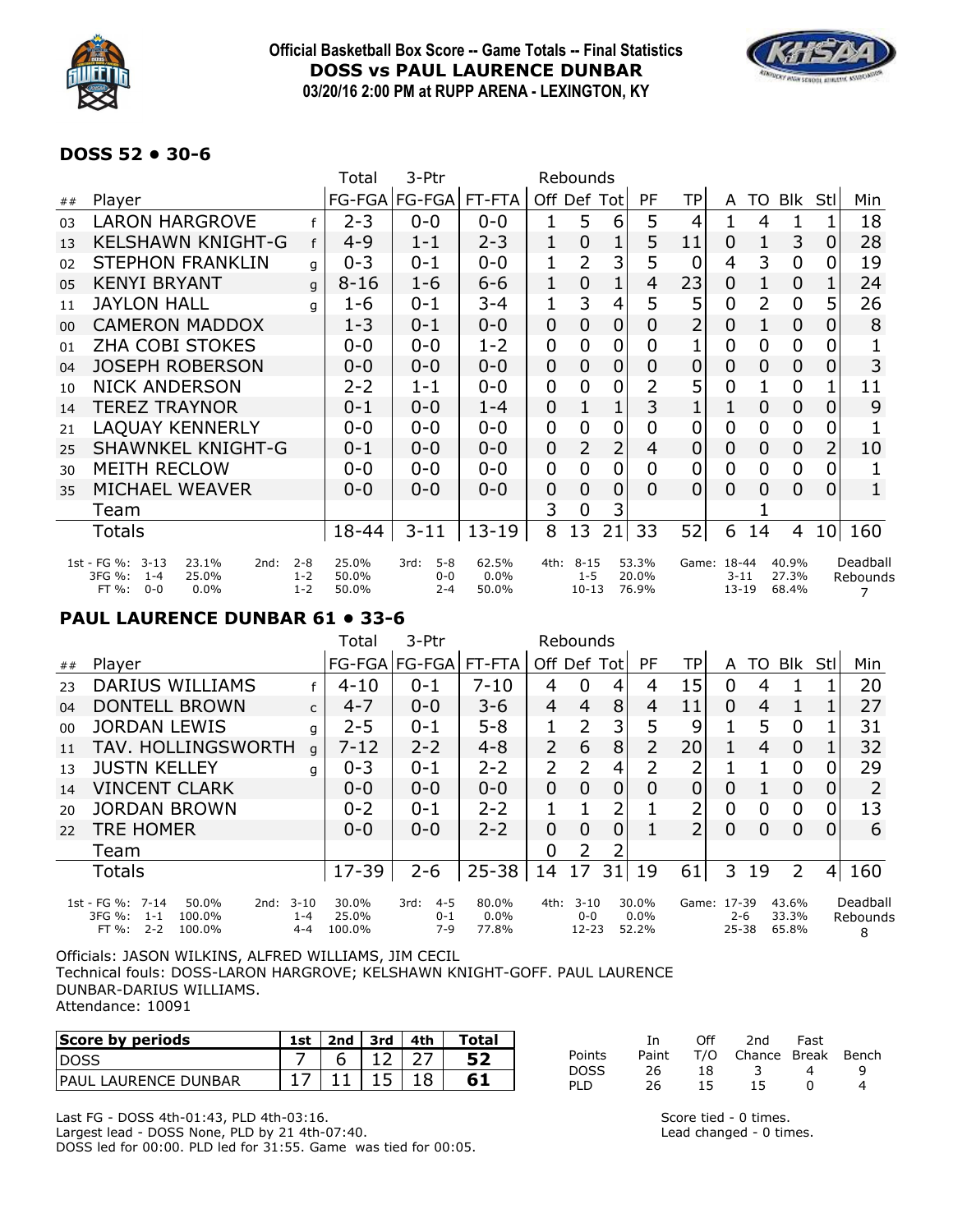**Official Basketball Box Score -- Game Totals -- Final Statistics**
**DOSS vs PAUL LAURENCE DUNBAR**
**03/20/16 2:00 PM at RUPP ARENA - LEXINGTON, KY**

### DOSS 52 • 30-6

| ## | Player | | Total FG-FGA | 3-Ptr FG-FGA | FT-FTA | Off | Def | Tot | PF | TP | A | TO | Blk | Stl | Min |
|---|---|---|---|---|---|---|---|---|---|---|---|---|---|---|---|
| 03 | LARON HARGROVE | f | 2-3 | 0-0 | 0-0 | 1 | 5 | 6 | 5 | 4 | 1 | 4 | 1 | 1 | 18 |
| 13 | KELSHAWN KNIGHT-G | f | 4-9 | 1-1 | 2-3 | 1 | 0 | 1 | 5 | 11 | 0 | 1 | 3 | 0 | 28 |
| 02 | STEPHON FRANKLIN | g | 0-3 | 0-1 | 0-0 | 1 | 2 | 3 | 5 | 0 | 4 | 3 | 0 | 0 | 19 |
| 05 | KENYI BRYANT | g | 8-16 | 1-6 | 6-6 | 1 | 0 | 1 | 4 | 23 | 0 | 1 | 0 | 1 | 24 |
| 11 | JAYLON HALL | g | 1-6 | 0-1 | 3-4 | 1 | 3 | 4 | 5 | 5 | 0 | 2 | 0 | 5 | 26 |
| 00 | CAMERON MADDOX | | 1-3 | 0-1 | 0-0 | 0 | 0 | 0 | 0 | 2 | 0 | 1 | 0 | 0 | 8 |
| 01 | ZHA COBI STOKES | | 0-0 | 0-0 | 1-2 | 0 | 0 | 0 | 0 | 1 | 0 | 0 | 0 | 0 | 1 |
| 04 | JOSEPH ROBERSON | | 0-0 | 0-0 | 0-0 | 0 | 0 | 0 | 0 | 0 | 0 | 0 | 0 | 0 | 3 |
| 10 | NICK ANDERSON | | 2-2 | 1-1 | 0-0 | 0 | 0 | 0 | 2 | 5 | 0 | 1 | 0 | 1 | 11 |
| 14 | TEREZ TRAYNOR | | 0-1 | 0-0 | 1-4 | 0 | 1 | 1 | 3 | 1 | 1 | 0 | 0 | 0 | 9 |
| 21 | LAQUAY KENNERLY | | 0-0 | 0-0 | 0-0 | 0 | 0 | 0 | 0 | 0 | 0 | 0 | 0 | 0 | 1 |
| 25 | SHAWNKEL KNIGHT-G | | 0-1 | 0-0 | 0-0 | 0 | 2 | 2 | 4 | 0 | 0 | 0 | 0 | 2 | 10 |
| 30 | MEITH RECLOW | | 0-0 | 0-0 | 0-0 | 0 | 0 | 0 | 0 | 0 | 0 | 0 | 0 | 0 | 1 |
| 35 | MICHAEL WEAVER | | 0-0 | 0-0 | 0-0 | 0 | 0 | 0 | 0 | 0 | 0 | 0 | 0 | 0 | 1 |
| | Team | | | | | 3 | 0 | 3 | | | | 1 | | | |
| | Totals | | 18-44 | 3-11 | 13-19 | 8 | 13 | 21 | 33 | 52 | 6 | 14 | 4 | 10 | 160 |

| | 1st | | 2nd | | 3rd | | 4th | | Game | | Deadball Rebounds |
|---|---|---|---|---|---|---|---|---|---|---|---|
| FG % | 3-13 | 23.1% | 2-8 | 25.0% | 5-8 | 62.5% | 8-15 | 53.3% | 18-44 | 40.9% | 7 |
| 3FG % | 1-4 | 25.0% | 1-2 | 50.0% | 0-0 | 0.0% | 1-5 | 20.0% | 3-11 | 27.3% | |
| FT % | 0-0 | 0.0% | 1-2 | 50.0% | 2-4 | 50.0% | 10-13 | 76.9% | 13-19 | 68.4% | |

### PAUL LAURENCE DUNBAR 61 • 33-6

| ## | Player | | Total FG-FGA | 3-Ptr FG-FGA | FT-FTA | Off | Def | Tot | PF | TP | A | TO | Blk | Stl | Min |
|---|---|---|---|---|---|---|---|---|---|---|---|---|---|---|---|
| 23 | DARIUS WILLIAMS | f | 4-10 | 0-1 | 7-10 | 4 | 0 | 4 | 4 | 15 | 0 | 4 | 1 | 1 | 20 |
| 04 | DONTELL BROWN | c | 4-7 | 0-0 | 3-6 | 4 | 4 | 8 | 4 | 11 | 0 | 4 | 1 | 1 | 27 |
| 00 | JORDAN LEWIS | g | 2-5 | 0-1 | 5-8 | 1 | 2 | 3 | 5 | 9 | 1 | 5 | 0 | 1 | 31 |
| 11 | TAV. HOLLINGSWORTH | g | 7-12 | 2-2 | 4-8 | 2 | 6 | 8 | 2 | 20 | 1 | 4 | 0 | 1 | 32 |
| 13 | JUSTN KELLEY | g | 0-3 | 0-1 | 2-2 | 2 | 2 | 4 | 2 | 2 | 1 | 1 | 0 | 0 | 29 |
| 14 | VINCENT CLARK | | 0-0 | 0-0 | 0-0 | 0 | 0 | 0 | 0 | 0 | 0 | 1 | 0 | 0 | 2 |
| 20 | JORDAN BROWN | | 0-2 | 0-1 | 2-2 | 1 | 1 | 2 | 1 | 2 | 0 | 0 | 0 | 0 | 13 |
| 22 | TRE HOMER | | 0-0 | 0-0 | 2-2 | 0 | 0 | 0 | 1 | 2 | 0 | 0 | 0 | 0 | 6 |
| | Team | | | | | 0 | 2 | 2 | | | | | | | |
| | Totals | | 17-39 | 2-6 | 25-38 | 14 | 17 | 31 | 19 | 61 | 3 | 19 | 2 | 4 | 160 |

| | 1st | | 2nd | | 3rd | | 4th | | Game | | Deadball Rebounds |
|---|---|---|---|---|---|---|---|---|---|---|---|
| FG % | 7-14 | 50.0% | 3-10 | 30.0% | 4-5 | 80.0% | 3-10 | 30.0% | 17-39 | 43.6% | 8 |
| 3FG % | 1-1 | 100.0% | 1-4 | 25.0% | 0-1 | 0.0% | 0-0 | 0.0% | 2-6 | 33.3% | |
| FT % | 2-2 | 100.0% | 4-4 | 100.0% | 7-9 | 77.8% | 12-23 | 52.2% | 25-38 | 65.8% | |

Officials: JASON WILKINS, ALFRED WILLIAMS, JIM CECIL
Technical fouls: DOSS-LARON HARGROVE; KELSHAWN KNIGHT-GOFF. PAUL LAURENCE DUNBAR-DARIUS WILLIAMS.
Attendance: 10091

| Score by periods | 1st | 2nd | 3rd | 4th | Total |
|---|---|---|---|---|---|
| DOSS | 7 | 6 | 12 | 27 | 52 |
| PAUL LAURENCE DUNBAR | 17 | 11 | 15 | 18 | 61 |

| Points | In Paint | Off T/O | 2nd Chance | Fast Break | Bench |
|---|---|---|---|---|---|
| DOSS | 26 | 18 | 3 | 4 | 9 |
| PLD | 26 | 15 | 15 | 0 | 4 |

Last FG - DOSS 4th-01:43, PLD 4th-03:16.
Largest lead - DOSS None, PLD by 21 4th-07:40.
DOSS led for 00:00. PLD led for 31:55. Game was tied for 00:05.

Score tied - 0 times.
Lead changed - 0 times.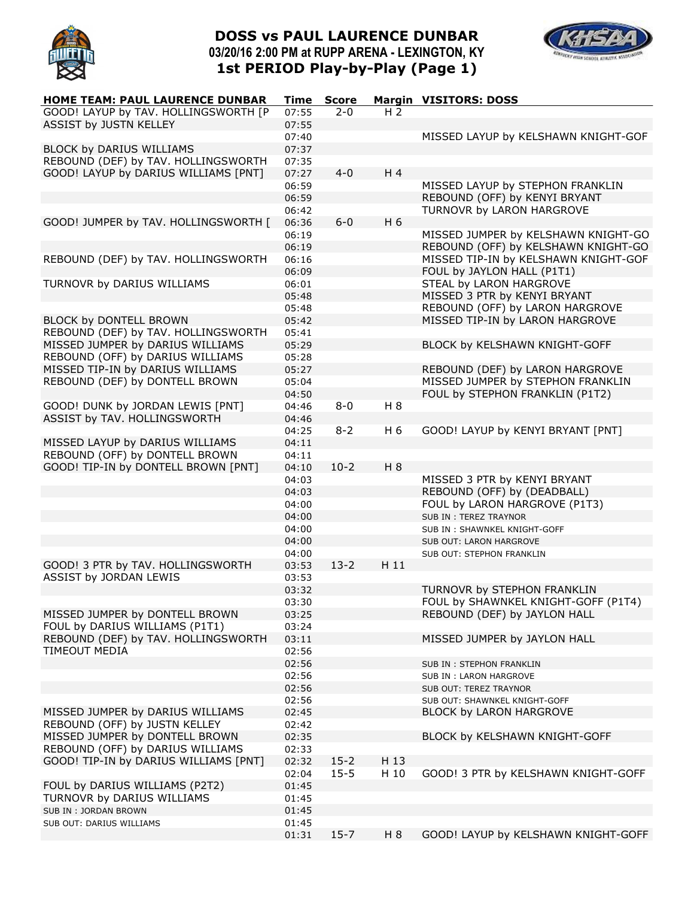# DOSS vs PAUL LAURENCE DUNBAR
## 03/20/16 2:00 PM at RUPP ARENA - LEXINGTON, KY
## 1st PERIOD Play-by-Play (Page 1)

| HOME TEAM: PAUL LAURENCE DUNBAR | Time | Score | Margin | VISITORS: DOSS |
|---|---|---|---|---|
| GOOD! LAYUP by TAV. HOLLINGSWORTH [P | 07:55 | 2-0 | H 2 | |
| ASSIST by JUSTN KELLEY | 07:55 | | | |
| | 07:40 | | | MISSED LAYUP by KELSHAWN KNIGHT-GOF |
| BLOCK by DARIUS WILLIAMS | 07:37 | | | |
| REBOUND (DEF) by TAV. HOLLINGSWORTH | 07:35 | | | |
| GOOD! LAYUP by DARIUS WILLIAMS [PNT] | 07:27 | 4-0 | H 4 | |
| | 06:59 | | | MISSED LAYUP by STEPHON FRANKLIN |
| | 06:59 | | | REBOUND (OFF) by KENYI BRYANT |
| | 06:42 | | | TURNOVR by LARON HARGROVE |
| GOOD! JUMPER by TAV. HOLLINGSWORTH [ | 06:36 | 6-0 | H 6 | |
| | 06:19 | | | MISSED JUMPER by KELSHAWN KNIGHT-GO |
| | 06:19 | | | REBOUND (OFF) by KELSHAWN KNIGHT-GO |
| REBOUND (DEF) by TAV. HOLLINGSWORTH | 06:16 | | | MISSED TIP-IN by KELSHAWN KNIGHT-GOF |
| | 06:09 | | | FOUL by JAYLON HALL (P1T1) |
| TURNOVR by DARIUS WILLIAMS | 06:01 | | | STEAL by LARON HARGROVE |
| | 05:48 | | | MISSED 3 PTR by KENYI BRYANT |
| | 05:48 | | | REBOUND (OFF) by LARON HARGROVE |
| BLOCK by DONTELL BROWN | 05:42 | | | MISSED TIP-IN by LARON HARGROVE |
| REBOUND (DEF) by TAV. HOLLINGSWORTH | 05:41 | | | |
| MISSED JUMPER by DARIUS WILLIAMS | 05:29 | | | BLOCK by KELSHAWN KNIGHT-GOFF |
| REBOUND (OFF) by DARIUS WILLIAMS | 05:28 | | | |
| MISSED TIP-IN by DARIUS WILLIAMS | 05:27 | | | REBOUND (DEF) by LARON HARGROVE |
| REBOUND (DEF) by DONTELL BROWN | 05:04 | | | MISSED JUMPER by STEPHON FRANKLIN |
| | 04:50 | | | FOUL by STEPHON FRANKLIN (P1T2) |
| GOOD! DUNK by JORDAN LEWIS [PNT] | 04:46 | 8-0 | H 8 | |
| ASSIST by TAV. HOLLINGSWORTH | 04:46 | | | |
| | 04:25 | 8-2 | H 6 | GOOD! LAYUP by KENYI BRYANT [PNT] |
| MISSED LAYUP by DARIUS WILLIAMS | 04:11 | | | |
| REBOUND (OFF) by DONTELL BROWN | 04:11 | | | |
| GOOD! TIP-IN by DONTELL BROWN [PNT] | 04:10 | 10-2 | H 8 | |
| | 04:03 | | | MISSED 3 PTR by KENYI BRYANT |
| | 04:03 | | | REBOUND (OFF) by (DEADBALL) |
| | 04:00 | | | FOUL by LARON HARGROVE (P1T3) |
| | 04:00 | | | SUB IN : TEREZ TRAYNOR |
| | 04:00 | | | SUB IN : SHAWNKEL KNIGHT-GOFF |
| | 04:00 | | | SUB OUT: LARON HARGROVE |
| | 04:00 | | | SUB OUT: STEPHON FRANKLIN |
| GOOD! 3 PTR by TAV. HOLLINGSWORTH | 03:53 | 13-2 | H 11 | |
| ASSIST by JORDAN LEWIS | 03:53 | | | |
| | 03:32 | | | TURNOVR by STEPHON FRANKLIN |
| | 03:30 | | | FOUL by SHAWNKEL KNIGHT-GOFF (P1T4) |
| MISSED JUMPER by DONTELL BROWN | 03:25 | | | REBOUND (DEF) by JAYLON HALL |
| FOUL by DARIUS WILLIAMS (P1T1) | 03:24 | | | |
| REBOUND (DEF) by TAV. HOLLINGSWORTH | 03:11 | | | MISSED JUMPER by JAYLON HALL |
| TIMEOUT MEDIA | 02:56 | | | |
| | 02:56 | | | SUB IN : STEPHON FRANKLIN |
| | 02:56 | | | SUB IN : LARON HARGROVE |
| | 02:56 | | | SUB OUT: TEREZ TRAYNOR |
| | 02:56 | | | SUB OUT: SHAWNKEL KNIGHT-GOFF |
| MISSED JUMPER by DARIUS WILLIAMS | 02:45 | | | BLOCK by LARON HARGROVE |
| REBOUND (OFF) by JUSTN KELLEY | 02:42 | | | |
| MISSED JUMPER by DONTELL BROWN | 02:35 | | | BLOCK by KELSHAWN KNIGHT-GOFF |
| REBOUND (OFF) by DARIUS WILLIAMS | 02:33 | | | |
| GOOD! TIP-IN by DARIUS WILLIAMS [PNT] | 02:32 | 15-2 | H 13 | |
| | 02:04 | 15-5 | H 10 | GOOD! 3 PTR by KELSHAWN KNIGHT-GOFF |
| FOUL by DARIUS WILLIAMS (P2T2) | 01:45 | | | |
| TURNOVR by DARIUS WILLIAMS | 01:45 | | | |
| SUB IN : JORDAN BROWN | 01:45 | | | |
| SUB OUT: DARIUS WILLIAMS | 01:45 | | | |
| | 01:31 | 15-7 | H 8 | GOOD! LAYUP by KELSHAWN KNIGHT-GOFF |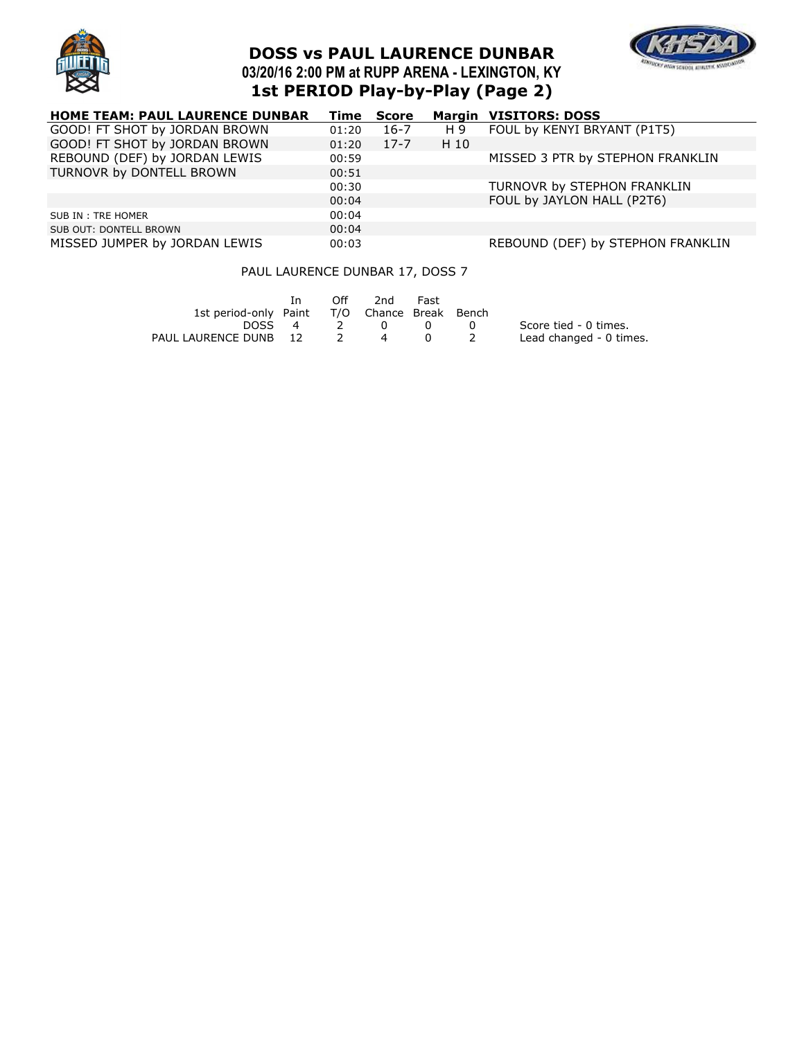# DOSS vs PAUL LAURENCE DUNBAR

## 03/20/16 2:00 PM at RUPP ARENA - LEXINGTON, KY

## 1st PERIOD Play-by-Play (Page 2)

| HOME TEAM: PAUL LAURENCE DUNBAR | Time | Score | Margin | VISITORS: DOSS |
|---|---|---|---|---|
| GOOD! FT SHOT by JORDAN BROWN | 01:20 | 16-7 | H 9 | FOUL by KENYI BRYANT (P1T5) |
| GOOD! FT SHOT by JORDAN BROWN | 01:20 | 17-7 | H 10 | |
| REBOUND (DEF) by JORDAN LEWIS | 00:59 | | | MISSED 3 PTR by STEPHON FRANKLIN |
| TURNOVR by DONTELL BROWN | 00:51 | | | |
| | 00:30 | | | TURNOVR by STEPHON FRANKLIN |
| | 00:04 | | | FOUL by JAYLON HALL (P2T6) |
| SUB IN : TRE HOMER | 00:04 | | | |
| SUB OUT: DONTELL BROWN | 00:04 | | | |
| MISSED JUMPER by JORDAN LEWIS | 00:03 | | | REBOUND (DEF) by STEPHON FRANKLIN |

PAUL LAURENCE DUNBAR 17, DOSS 7

| 1st period-only | In Paint | Off T/O | 2nd Chance | Fast Break | Bench | |
|---|---|---|---|---|---|---|
| DOSS | 4 | 2 | 0 | 0 | 0 | Score tied - 0 times. |
| PAUL LAURENCE DUNB | 12 | 2 | 4 | 0 | 2 | Lead changed - 0 times. |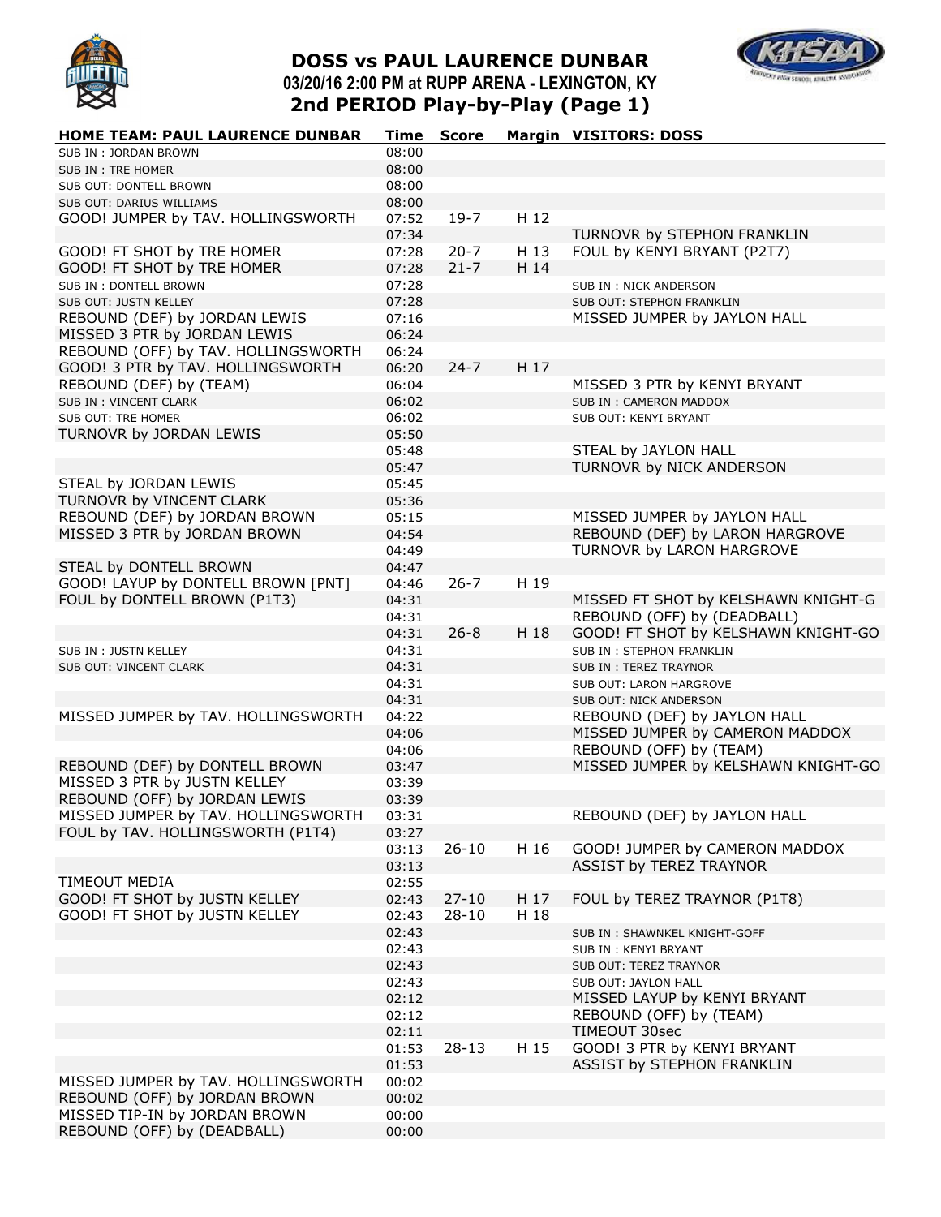# DOSS vs PAUL LAURENCE DUNBAR

## 03/20/16 2:00 PM at RUPP ARENA - LEXINGTON, KY

## 2nd PERIOD Play-by-Play (Page 1)

| HOME TEAM: PAUL LAURENCE DUNBAR | Time | Score | Margin | VISITORS: DOSS |
|---|---|---|---|---|
| SUB IN : JORDAN BROWN | 08:00 | | | |
| SUB IN : TRE HOMER | 08:00 | | | |
| SUB OUT: DONTELL BROWN | 08:00 | | | |
| SUB OUT: DARIUS WILLIAMS | 08:00 | | | |
| GOOD! JUMPER by TAV. HOLLINGSWORTH | 07:52 | 19-7 | H 12 | |
| | 07:34 | | | TURNOVR by STEPHON FRANKLIN |
| GOOD! FT SHOT by TRE HOMER | 07:28 | 20-7 | H 13 | FOUL by KENYI BRYANT (P2T7) |
| GOOD! FT SHOT by TRE HOMER | 07:28 | 21-7 | H 14 | |
| SUB IN : DONTELL BROWN | 07:28 | | | SUB IN : NICK ANDERSON |
| SUB OUT: JUSTN KELLEY | 07:28 | | | SUB OUT: STEPHON FRANKLIN |
| REBOUND (DEF) by JORDAN LEWIS | 07:16 | | | MISSED JUMPER by JAYLON HALL |
| MISSED 3 PTR by JORDAN LEWIS | 06:24 | | | |
| REBOUND (OFF) by TAV. HOLLINGSWORTH | 06:24 | | | |
| GOOD! 3 PTR by TAV. HOLLINGSWORTH | 06:20 | 24-7 | H 17 | |
| REBOUND (DEF) by (TEAM) | 06:04 | | | MISSED 3 PTR by KENYI BRYANT |
| SUB IN : VINCENT CLARK | 06:02 | | | SUB IN : CAMERON MADDOX |
| SUB OUT: TRE HOMER | 06:02 | | | SUB OUT: KENYI BRYANT |
| TURNOVR by JORDAN LEWIS | 05:50 | | | |
| | 05:48 | | | STEAL by JAYLON HALL |
| | 05:47 | | | TURNOVR by NICK ANDERSON |
| STEAL by JORDAN LEWIS | 05:45 | | | |
| TURNOVR by VINCENT CLARK | 05:36 | | | |
| REBOUND (DEF) by JORDAN BROWN | 05:15 | | | MISSED JUMPER by JAYLON HALL |
| MISSED 3 PTR by JORDAN BROWN | 04:54 | | | REBOUND (DEF) by LARON HARGROVE |
| | 04:49 | | | TURNOVR by LARON HARGROVE |
| STEAL by DONTELL BROWN | 04:47 | | | |
| GOOD! LAYUP by DONTELL BROWN [PNT] | 04:46 | 26-7 | H 19 | |
| FOUL by DONTELL BROWN (P1T3) | 04:31 | | | MISSED FT SHOT by KELSHAWN KNIGHT-G |
| | 04:31 | | | REBOUND (OFF) by (DEADBALL) |
| | 04:31 | 26-8 | H 18 | GOOD! FT SHOT by KELSHAWN KNIGHT-GO |
| SUB IN : JUSTN KELLEY | 04:31 | | | SUB IN : STEPHON FRANKLIN |
| SUB OUT: VINCENT CLARK | 04:31 | | | SUB IN : TEREZ TRAYNOR |
| | 04:31 | | | SUB OUT: LARON HARGROVE |
| | 04:31 | | | SUB OUT: NICK ANDERSON |
| MISSED JUMPER by TAV. HOLLINGSWORTH | 04:22 | | | REBOUND (DEF) by JAYLON HALL |
| | 04:06 | | | MISSED JUMPER by CAMERON MADDOX |
| | 04:06 | | | REBOUND (OFF) by (TEAM) |
| REBOUND (DEF) by DONTELL BROWN | 03:47 | | | MISSED JUMPER by KELSHAWN KNIGHT-GO |
| MISSED 3 PTR by JUSTN KELLEY | 03:39 | | | |
| REBOUND (OFF) by JORDAN LEWIS | 03:39 | | | |
| MISSED JUMPER by TAV. HOLLINGSWORTH | 03:31 | | | REBOUND (DEF) by JAYLON HALL |
| FOUL by TAV. HOLLINGSWORTH (P1T4) | 03:27 | | | |
| | 03:13 | 26-10 | H 16 | GOOD! JUMPER by CAMERON MADDOX |
| | 03:13 | | | ASSIST by TEREZ TRAYNOR |
| TIMEOUT MEDIA | 02:55 | | | |
| GOOD! FT SHOT by JUSTN KELLEY | 02:43 | 27-10 | H 17 | FOUL by TEREZ TRAYNOR (P1T8) |
| GOOD! FT SHOT by JUSTN KELLEY | 02:43 | 28-10 | H 18 | |
| | 02:43 | | | SUB IN : SHAWNKEL KNIGHT-GOFF |
| | 02:43 | | | SUB IN : KENYI BRYANT |
| | 02:43 | | | SUB OUT: TEREZ TRAYNOR |
| | 02:43 | | | SUB OUT: JAYLON HALL |
| | 02:12 | | | MISSED LAYUP by KENYI BRYANT |
| | 02:12 | | | REBOUND (OFF) by (TEAM) |
| | 02:11 | | | TIMEOUT 30sec |
| | 01:53 | 28-13 | H 15 | GOOD! 3 PTR by KENYI BRYANT |
| | 01:53 | | | ASSIST by STEPHON FRANKLIN |
| MISSED JUMPER by TAV. HOLLINGSWORTH | 00:02 | | | |
| REBOUND (OFF) by JORDAN BROWN | 00:02 | | | |
| MISSED TIP-IN by JORDAN BROWN | 00:00 | | | |
| REBOUND (OFF) by (DEADBALL) | 00:00 | | | |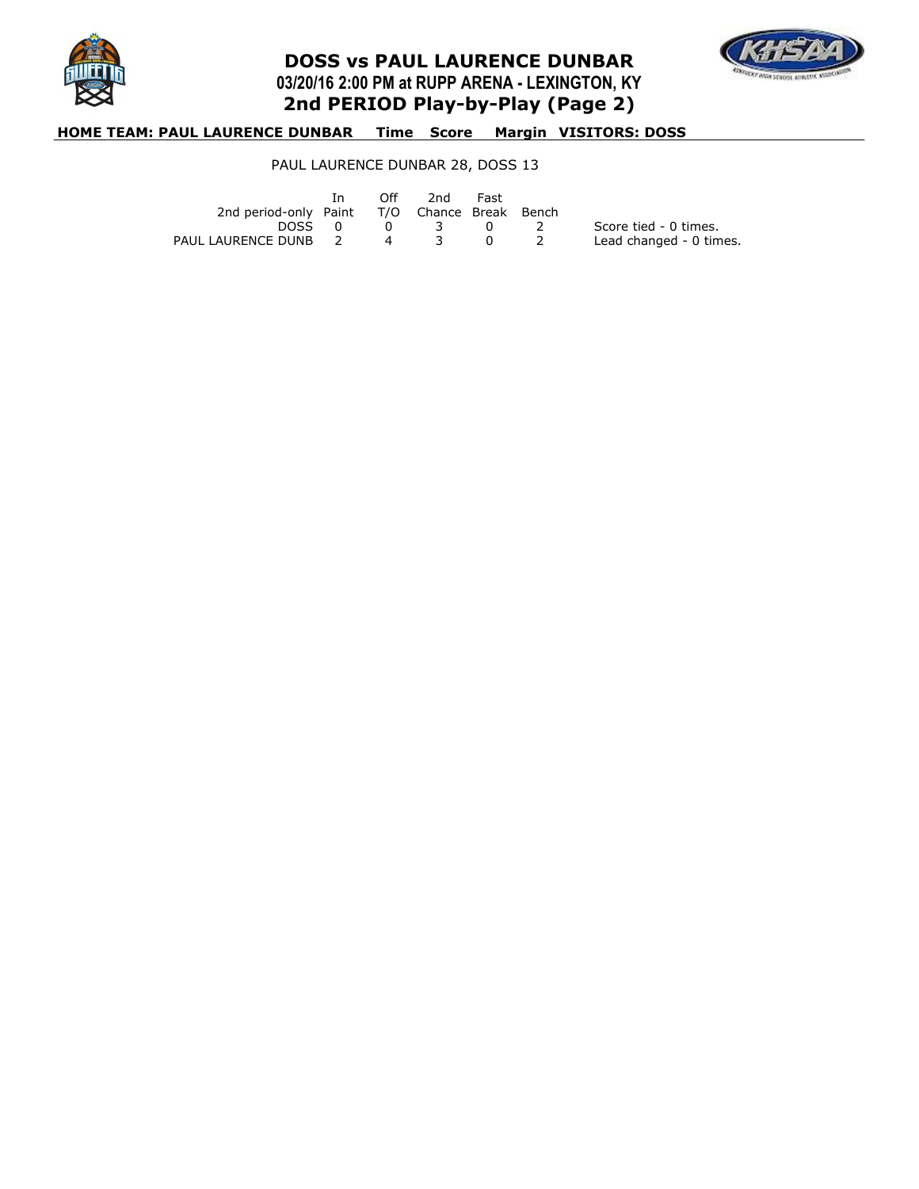# DOSS vs PAUL LAURENCE DUNBAR

## 03/20/16 2:00 PM at RUPP ARENA - LEXINGTON, KY

## 2nd PERIOD Play-by-Play (Page 2)

**HOME TEAM: PAUL LAURENCE DUNBAR    Time    Score    Margin    VISITORS: DOSS**

PAUL LAURENCE DUNBAR 28, DOSS 13

| 2nd period-only | In Paint | Off T/O | 2nd Chance | Fast Break | Bench | |
|---|---|---|---|---|---|---|
| DOSS | 0 | 0 | 3 | 0 | 2 | Score tied - 0 times. |
| PAUL LAURENCE DUNB | 2 | 4 | 3 | 0 | 2 | Lead changed - 0 times. |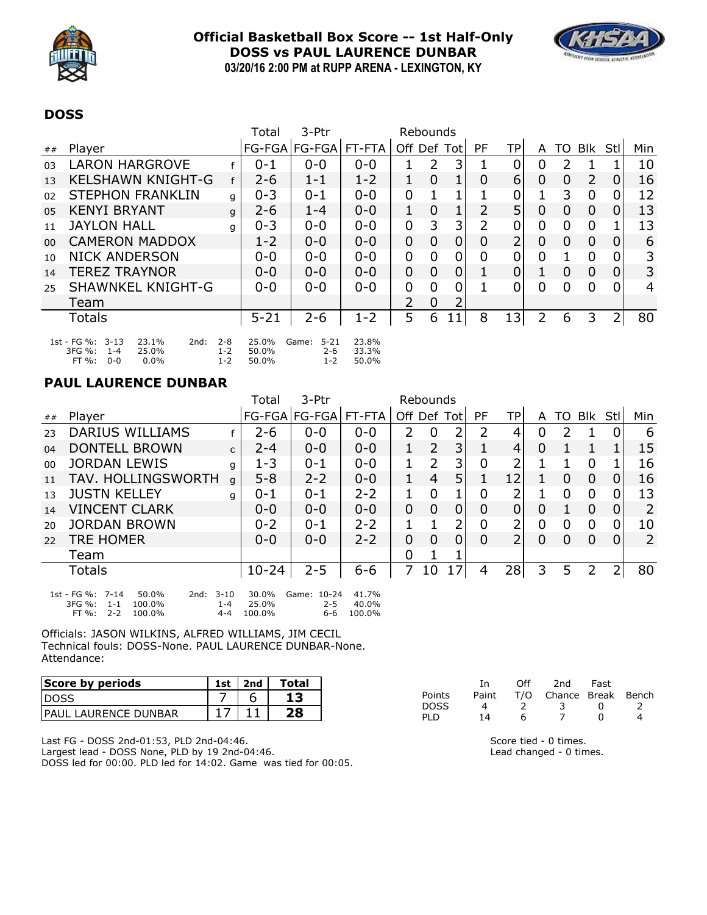## Official Basketball Box Score -- 1st Half-Only
## DOSS vs PAUL LAURENCE DUNBAR
**03/20/16 2:00 PM at RUPP ARENA - LEXINGTON, KY**

### DOSS

| ## | Player | | Total FG-FGA | 3-Ptr FG-FGA | FT-FTA | Rebounds Off | Def | Tot | PF | TP | A | TO | Blk | Stl | Min |
|---|---|---|---|---|---|---|---|---|---|---|---|---|---|---|---|
| 03 | LARON HARGROVE | f | 0-1 | 0-0 | 0-0 | 1 | 2 | 3 | 1 | 0 | 0 | 2 | 1 | 1 | 10 |
| 13 | KELSHAWN KNIGHT-G | f | 2-6 | 1-1 | 1-2 | 1 | 0 | 1 | 0 | 6 | 0 | 0 | 2 | 0 | 16 |
| 02 | STEPHON FRANKLIN | g | 0-3 | 0-1 | 0-0 | 0 | 1 | 1 | 1 | 0 | 1 | 3 | 0 | 0 | 12 |
| 05 | KENYI BRYANT | g | 2-6 | 1-4 | 0-0 | 1 | 0 | 1 | 2 | 5 | 0 | 0 | 0 | 0 | 13 |
| 11 | JAYLON HALL | g | 0-3 | 0-0 | 0-0 | 0 | 3 | 3 | 2 | 0 | 0 | 0 | 0 | 1 | 13 |
| 00 | CAMERON MADDOX | | 1-2 | 0-0 | 0-0 | 0 | 0 | 0 | 0 | 2 | 0 | 0 | 0 | 0 | 6 |
| 10 | NICK ANDERSON | | 0-0 | 0-0 | 0-0 | 0 | 0 | 0 | 0 | 0 | 0 | 1 | 0 | 0 | 3 |
| 14 | TEREZ TRAYNOR | | 0-0 | 0-0 | 0-0 | 0 | 0 | 0 | 1 | 0 | 1 | 0 | 0 | 0 | 3 |
| 25 | SHAWNKEL KNIGHT-G | | 0-0 | 0-0 | 0-0 | 0 | 0 | 0 | 1 | 0 | 0 | 0 | 0 | 0 | 4 |
| | Team | | | | | 2 | 0 | 2 | | | | | | | |
| | Totals | | 5-21 | 2-6 | 1-2 | 5 | 6 | 11 | 8 | 13 | 2 | 6 | 3 | 2 | 80 |

| | 1st | | 2nd | | Game | |
|---|---|---|---|---|---|---|
| FG %: | 3-13 | 23.1% | 2-8 | 25.0% | 5-21 | 23.8% |
| 3FG %: | 1-4 | 25.0% | 1-2 | 50.0% | 2-6 | 33.3% |
| FT %: | 0-0 | 0.0% | 1-2 | 50.0% | 1-2 | 50.0% |

### PAUL LAURENCE DUNBAR

| ## | Player | | Total FG-FGA | 3-Ptr FG-FGA | FT-FTA | Rebounds Off | Def | Tot | PF | TP | A | TO | Blk | Stl | Min |
|---|---|---|---|---|---|---|---|---|---|---|---|---|---|---|---|
| 23 | DARIUS WILLIAMS | f | 2-6 | 0-0 | 0-0 | 2 | 0 | 2 | 2 | 4 | 0 | 2 | 1 | 0 | 6 |
| 04 | DONTELL BROWN | c | 2-4 | 0-0 | 0-0 | 1 | 2 | 3 | 1 | 4 | 0 | 1 | 1 | 1 | 15 |
| 00 | JORDAN LEWIS | g | 1-3 | 0-1 | 0-0 | 1 | 2 | 3 | 0 | 2 | 1 | 1 | 0 | 1 | 16 |
| 11 | TAV. HOLLINGSWORTH | g | 5-8 | 2-2 | 0-0 | 1 | 4 | 5 | 1 | 12 | 1 | 0 | 0 | 0 | 16 |
| 13 | JUSTN KELLEY | g | 0-1 | 0-1 | 2-2 | 1 | 0 | 1 | 0 | 2 | 1 | 0 | 0 | 0 | 13 |
| 14 | VINCENT CLARK | | 0-0 | 0-0 | 0-0 | 0 | 0 | 0 | 0 | 0 | 0 | 1 | 0 | 0 | 2 |
| 20 | JORDAN BROWN | | 0-2 | 0-1 | 2-2 | 1 | 1 | 2 | 0 | 2 | 0 | 0 | 0 | 0 | 10 |
| 22 | TRE HOMER | | 0-0 | 0-0 | 2-2 | 0 | 0 | 0 | 0 | 2 | 0 | 0 | 0 | 0 | 2 |
| | Team | | | | | 0 | 1 | 1 | | | | | | | |
| | Totals | | 10-24 | 2-5 | 6-6 | 7 | 10 | 17 | 4 | 28 | 3 | 5 | 2 | 2 | 80 |

| | 1st | | 2nd | | Game | |
|---|---|---|---|---|---|---|
| FG %: | 7-14 | 50.0% | 3-10 | 30.0% | 10-24 | 41.7% |
| 3FG %: | 1-1 | 100.0% | 1-4 | 25.0% | 2-5 | 40.0% |
| FT %: | 2-2 | 100.0% | 4-4 | 100.0% | 6-6 | 100.0% |

Officials: JASON WILKINS, ALFRED WILLIAMS, JIM CECIL
Technical fouls: DOSS-None. PAUL LAURENCE DUNBAR-None.
Attendance:

| Score by periods | 1st | 2nd | Total |
|---|---|---|---|
| DOSS | 7 | 6 | **13** |
| PAUL LAURENCE DUNBAR | 17 | 11 | **28** |

| Points | In Paint | Off T/O | 2nd Chance | Fast Break | Bench |
|---|---|---|---|---|---|
| DOSS | 4 | 2 | 3 | 0 | 2 |
| PLD | 14 | 6 | 7 | 0 | 4 |

Last FG - DOSS 2nd-01:53, PLD 2nd-04:46.
Largest lead - DOSS None, PLD by 19 2nd-04:46.
DOSS led for 00:00. PLD led for 14:02. Game was tied for 00:05.

Score tied - 0 times.
Lead changed - 0 times.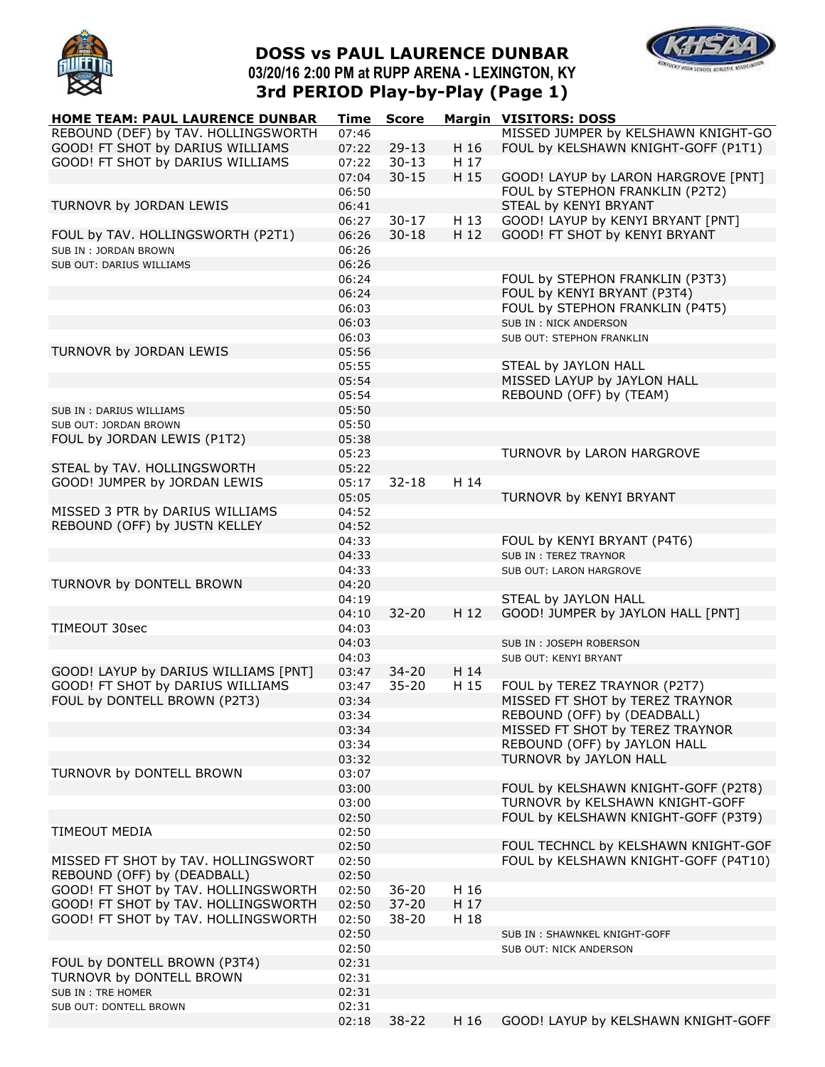# DOSS vs PAUL LAURENCE DUNBAR

**03/20/16 2:00 PM at RUPP ARENA - LEXINGTON, KY**

**3rd PERIOD Play-by-Play (Page 1)**

| HOME TEAM: PAUL LAURENCE DUNBAR | Time | Score | Margin | VISITORS: DOSS |
|---|---|---|---|---|
| REBOUND (DEF) by TAV. HOLLINGSWORTH | 07:46 | | | MISSED JUMPER by KELSHAWN KNIGHT-GO |
| GOOD! FT SHOT by DARIUS WILLIAMS | 07:22 | 29-13 | H 16 | FOUL by KELSHAWN KNIGHT-GOFF (P1T1) |
| GOOD! FT SHOT by DARIUS WILLIAMS | 07:22 | 30-13 | H 17 | |
| | 07:04 | 30-15 | H 15 | GOOD! LAYUP by LARON HARGROVE [PNT] |
| | 06:50 | | | FOUL by STEPHON FRANKLIN (P2T2) |
| TURNOVR by JORDAN LEWIS | 06:41 | | | STEAL by KENYI BRYANT |
| | 06:27 | 30-17 | H 13 | GOOD! LAYUP by KENYI BRYANT [PNT] |
| FOUL by TAV. HOLLINGSWORTH (P2T1) | 06:26 | 30-18 | H 12 | GOOD! FT SHOT by KENYI BRYANT |
| SUB IN : JORDAN BROWN | 06:26 | | | |
| SUB OUT: DARIUS WILLIAMS | 06:26 | | | |
| | 06:24 | | | FOUL by STEPHON FRANKLIN (P3T3) |
| | 06:24 | | | FOUL by KENYI BRYANT (P3T4) |
| | 06:03 | | | FOUL by STEPHON FRANKLIN (P4T5) |
| | 06:03 | | | SUB IN : NICK ANDERSON |
| | 06:03 | | | SUB OUT: STEPHON FRANKLIN |
| TURNOVR by JORDAN LEWIS | 05:56 | | | |
| | 05:55 | | | STEAL by JAYLON HALL |
| | 05:54 | | | MISSED LAYUP by JAYLON HALL |
| | 05:54 | | | REBOUND (OFF) by (TEAM) |
| SUB IN : DARIUS WILLIAMS | 05:50 | | | |
| SUB OUT: JORDAN BROWN | 05:50 | | | |
| FOUL by JORDAN LEWIS (P1T2) | 05:38 | | | |
| | 05:23 | | | TURNOVR by LARON HARGROVE |
| STEAL by TAV. HOLLINGSWORTH | 05:22 | | | |
| GOOD! JUMPER by JORDAN LEWIS | 05:17 | 32-18 | H 14 | |
| | 05:05 | | | TURNOVR by KENYI BRYANT |
| MISSED 3 PTR by DARIUS WILLIAMS | 04:52 | | | |
| REBOUND (OFF) by JUSTN KELLEY | 04:52 | | | |
| | 04:33 | | | FOUL by KENYI BRYANT (P4T6) |
| | 04:33 | | | SUB IN : TEREZ TRAYNOR |
| | 04:33 | | | SUB OUT: LARON HARGROVE |
| TURNOVR by DONTELL BROWN | 04:20 | | | |
| | 04:19 | | | STEAL by JAYLON HALL |
| | 04:10 | 32-20 | H 12 | GOOD! JUMPER by JAYLON HALL [PNT] |
| TIMEOUT 30sec | 04:03 | | | |
| | 04:03 | | | SUB IN : JOSEPH ROBERSON |
| | 04:03 | | | SUB OUT: KENYI BRYANT |
| GOOD! LAYUP by DARIUS WILLIAMS [PNT] | 03:47 | 34-20 | H 14 | |
| GOOD! FT SHOT by DARIUS WILLIAMS | 03:47 | 35-20 | H 15 | FOUL by TEREZ TRAYNOR (P2T7) |
| FOUL by DONTELL BROWN (P2T3) | 03:34 | | | MISSED FT SHOT by TEREZ TRAYNOR |
| | 03:34 | | | REBOUND (OFF) by (DEADBALL) |
| | 03:34 | | | MISSED FT SHOT by TEREZ TRAYNOR |
| | 03:34 | | | REBOUND (OFF) by JAYLON HALL |
| | 03:32 | | | TURNOVR by JAYLON HALL |
| TURNOVR by DONTELL BROWN | 03:07 | | | |
| | 03:00 | | | FOUL by KELSHAWN KNIGHT-GOFF (P2T8) |
| | 03:00 | | | TURNOVR by KELSHAWN KNIGHT-GOFF |
| | 02:50 | | | FOUL by KELSHAWN KNIGHT-GOFF (P3T9) |
| TIMEOUT MEDIA | 02:50 | | | |
| | 02:50 | | | FOUL TECHNCL by KELSHAWN KNIGHT-GOF |
| MISSED FT SHOT by TAV. HOLLINGSWORT | 02:50 | | | FOUL by KELSHAWN KNIGHT-GOFF (P4T10) |
| REBOUND (OFF) by (DEADBALL) | 02:50 | | | |
| GOOD! FT SHOT by TAV. HOLLINGSWORTH | 02:50 | 36-20 | H 16 | |
| GOOD! FT SHOT by TAV. HOLLINGSWORTH | 02:50 | 37-20 | H 17 | |
| GOOD! FT SHOT by TAV. HOLLINGSWORTH | 02:50 | 38-20 | H 18 | |
| | 02:50 | | | SUB IN : SHAWNKEL KNIGHT-GOFF |
| | 02:50 | | | SUB OUT: NICK ANDERSON |
| FOUL by DONTELL BROWN (P3T4) | 02:31 | | | |
| TURNOVR by DONTELL BROWN | 02:31 | | | |
| SUB IN : TRE HOMER | 02:31 | | | |
| SUB OUT: DONTELL BROWN | 02:31 | | | |
| | 02:18 | 38-22 | H 16 | GOOD! LAYUP by KELSHAWN KNIGHT-GOFF |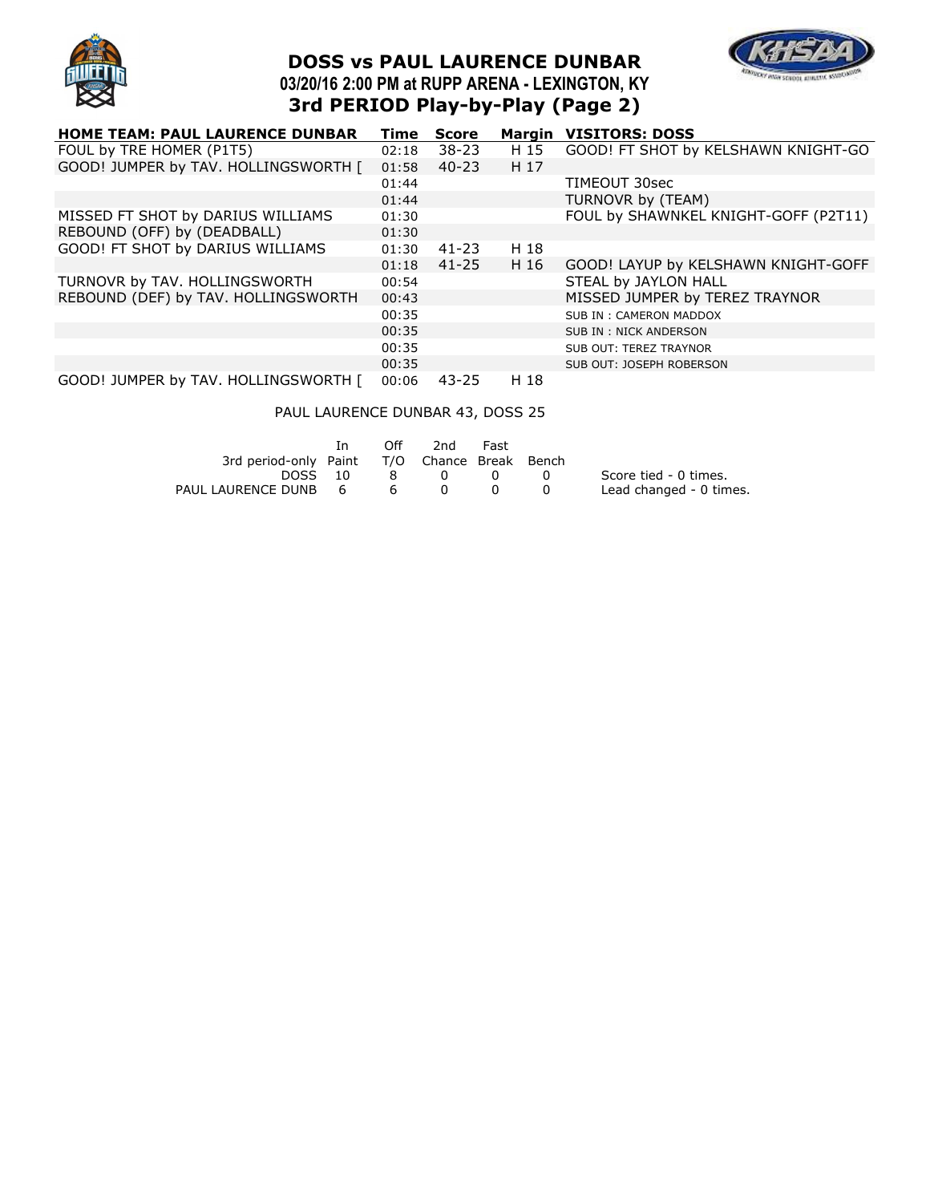# DOSS vs PAUL LAURENCE DUNBAR
## 03/20/16 2:00 PM at RUPP ARENA - LEXINGTON, KY
## 3rd PERIOD Play-by-Play (Page 2)

| HOME TEAM: PAUL LAURENCE DUNBAR | Time | Score | Margin | VISITORS: DOSS |
|---|---|---|---|---|
| FOUL by TRE HOMER (P1T5) | 02:18 | 38-23 | H 15 | GOOD! FT SHOT by KELSHAWN KNIGHT-GO |
| GOOD! JUMPER by TAV. HOLLINGSWORTH [ | 01:58 | 40-23 | H 17 | |
| | 01:44 | | | TIMEOUT 30sec |
| | 01:44 | | | TURNOVR by (TEAM) |
| MISSED FT SHOT by DARIUS WILLIAMS | 01:30 | | | FOUL by SHAWNKEL KNIGHT-GOFF (P2T11) |
| REBOUND (OFF) by (DEADBALL) | 01:30 | | | |
| GOOD! FT SHOT by DARIUS WILLIAMS | 01:30 | 41-23 | H 18 | |
| | 01:18 | 41-25 | H 16 | GOOD! LAYUP by KELSHAWN KNIGHT-GOFF |
| TURNOVR by TAV. HOLLINGSWORTH | 00:54 | | | STEAL by JAYLON HALL |
| REBOUND (DEF) by TAV. HOLLINGSWORTH | 00:43 | | | MISSED JUMPER by TEREZ TRAYNOR |
| | 00:35 | | | SUB IN : CAMERON MADDOX |
| | 00:35 | | | SUB IN : NICK ANDERSON |
| | 00:35 | | | SUB OUT: TEREZ TRAYNOR |
| | 00:35 | | | SUB OUT: JOSEPH ROBERSON |
| GOOD! JUMPER by TAV. HOLLINGSWORTH [ | 00:06 | 43-25 | H 18 | |

PAUL LAURENCE DUNBAR 43, DOSS 25

| 3rd period-only | In Paint | Off T/O | 2nd Chance | Fast Break | Bench |
|---|---|---|---|---|---|
| DOSS | 10 | 8 | 0 | 0 | 0 |
| PAUL LAURENCE DUNB | 6 | 6 | 0 | 0 | 0 |

Score tied - 0 times.
Lead changed - 0 times.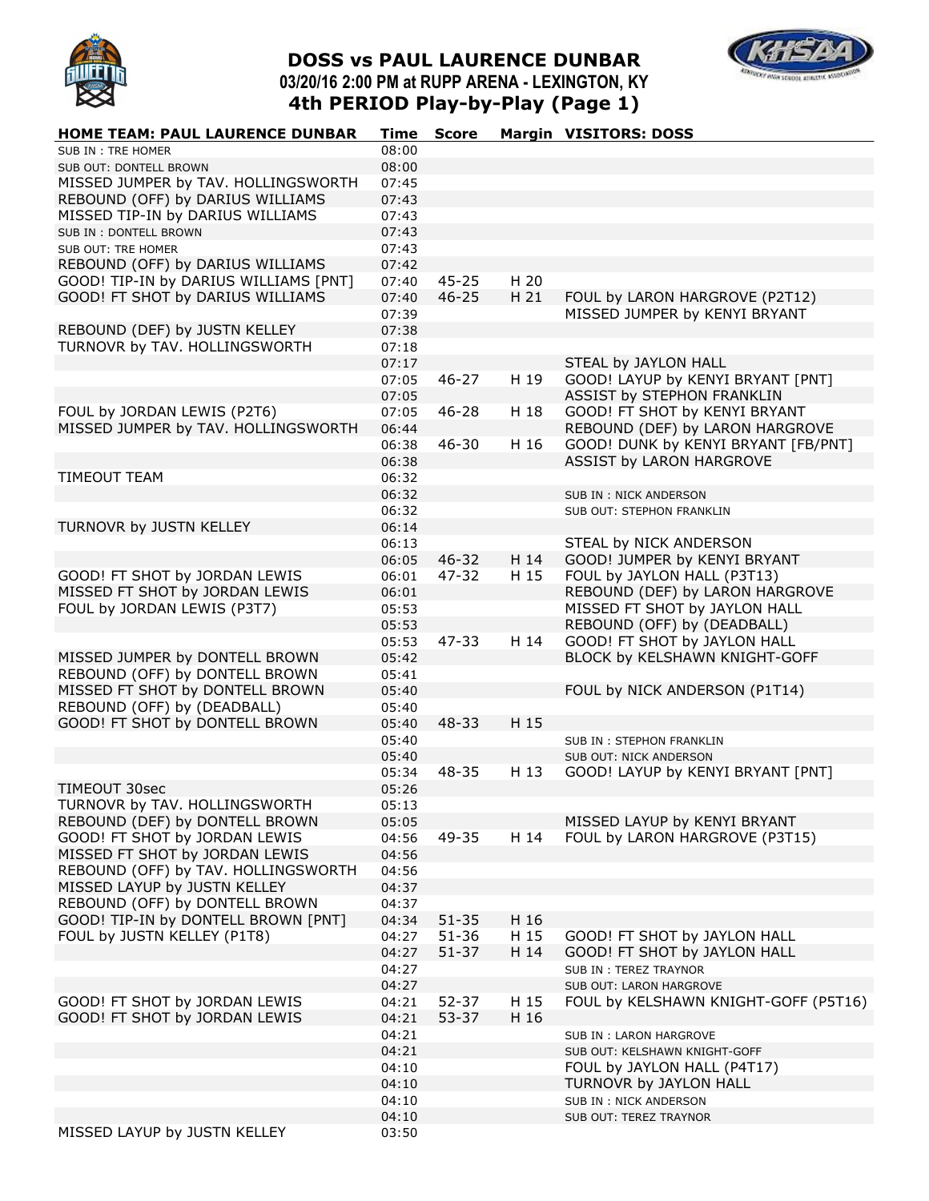## DOSS vs PAUL LAURENCE DUNBAR

**03/20/16 2:00 PM at RUPP ARENA - LEXINGTON, KY**

**4th PERIOD Play-by-Play (Page 1)**

| HOME TEAM: PAUL LAURENCE DUNBAR | Time | Score | Margin | VISITORS: DOSS |
|---|---|---|---|---|
| SUB IN : TRE HOMER | 08:00 | | | |
| SUB OUT: DONTELL BROWN | 08:00 | | | |
| MISSED JUMPER by TAV. HOLLINGSWORTH | 07:45 | | | |
| REBOUND (OFF) by DARIUS WILLIAMS | 07:43 | | | |
| MISSED TIP-IN by DARIUS WILLIAMS | 07:43 | | | |
| SUB IN : DONTELL BROWN | 07:43 | | | |
| SUB OUT: TRE HOMER | 07:43 | | | |
| REBOUND (OFF) by DARIUS WILLIAMS | 07:42 | | | |
| GOOD! TIP-IN by DARIUS WILLIAMS [PNT] | 07:40 | 45-25 | H 20 | |
| GOOD! FT SHOT by DARIUS WILLIAMS | 07:40 | 46-25 | H 21 | FOUL by LARON HARGROVE (P2T12) |
| | 07:39 | | | MISSED JUMPER by KENYI BRYANT |
| REBOUND (DEF) by JUSTN KELLEY | 07:38 | | | |
| TURNOVR by TAV. HOLLINGSWORTH | 07:18 | | | |
| | 07:17 | | | STEAL by JAYLON HALL |
| | 07:05 | 46-27 | H 19 | GOOD! LAYUP by KENYI BRYANT [PNT] |
| | 07:05 | | | ASSIST by STEPHON FRANKLIN |
| FOUL by JORDAN LEWIS (P2T6) | 07:05 | 46-28 | H 18 | GOOD! FT SHOT by KENYI BRYANT |
| MISSED JUMPER by TAV. HOLLINGSWORTH | 06:44 | | | REBOUND (DEF) by LARON HARGROVE |
| | 06:38 | 46-30 | H 16 | GOOD! DUNK by KENYI BRYANT [FB/PNT] |
| | 06:38 | | | ASSIST by LARON HARGROVE |
| TIMEOUT TEAM | 06:32 | | | |
| | 06:32 | | | SUB IN : NICK ANDERSON |
| | 06:32 | | | SUB OUT: STEPHON FRANKLIN |
| TURNOVR by JUSTN KELLEY | 06:14 | | | |
| | 06:13 | | | STEAL by NICK ANDERSON |
| | 06:05 | 46-32 | H 14 | GOOD! JUMPER by KENYI BRYANT |
| GOOD! FT SHOT by JORDAN LEWIS | 06:01 | 47-32 | H 15 | FOUL by JAYLON HALL (P3T13) |
| MISSED FT SHOT by JORDAN LEWIS | 06:01 | | | REBOUND (DEF) by LARON HARGROVE |
| FOUL by JORDAN LEWIS (P3T7) | 05:53 | | | MISSED FT SHOT by JAYLON HALL |
| | 05:53 | | | REBOUND (OFF) by (DEADBALL) |
| | 05:53 | 47-33 | H 14 | GOOD! FT SHOT by JAYLON HALL |
| MISSED JUMPER by DONTELL BROWN | 05:42 | | | BLOCK by KELSHAWN KNIGHT-GOFF |
| REBOUND (OFF) by DONTELL BROWN | 05:41 | | | |
| MISSED FT SHOT by DONTELL BROWN | 05:40 | | | FOUL by NICK ANDERSON (P1T14) |
| REBOUND (OFF) by (DEADBALL) | 05:40 | | | |
| GOOD! FT SHOT by DONTELL BROWN | 05:40 | 48-33 | H 15 | |
| | 05:40 | | | SUB IN : STEPHON FRANKLIN |
| | 05:40 | | | SUB OUT: NICK ANDERSON |
| | 05:34 | 48-35 | H 13 | GOOD! LAYUP by KENYI BRYANT [PNT] |
| TIMEOUT 30sec | 05:26 | | | |
| TURNOVR by TAV. HOLLINGSWORTH | 05:13 | | | |
| REBOUND (DEF) by DONTELL BROWN | 05:05 | | | MISSED LAYUP by KENYI BRYANT |
| GOOD! FT SHOT by JORDAN LEWIS | 04:56 | 49-35 | H 14 | FOUL by LARON HARGROVE (P3T15) |
| MISSED FT SHOT by JORDAN LEWIS | 04:56 | | | |
| REBOUND (OFF) by TAV. HOLLINGSWORTH | 04:56 | | | |
| MISSED LAYUP by JUSTN KELLEY | 04:37 | | | |
| REBOUND (OFF) by DONTELL BROWN | 04:37 | | | |
| GOOD! TIP-IN by DONTELL BROWN [PNT] | 04:34 | 51-35 | H 16 | |
| FOUL by JUSTN KELLEY (P1T8) | 04:27 | 51-36 | H 15 | GOOD! FT SHOT by JAYLON HALL |
| | 04:27 | 51-37 | H 14 | GOOD! FT SHOT by JAYLON HALL |
| | 04:27 | | | SUB IN : TEREZ TRAYNOR |
| | 04:27 | | | SUB OUT: LARON HARGROVE |
| GOOD! FT SHOT by JORDAN LEWIS | 04:21 | 52-37 | H 15 | FOUL by KELSHAWN KNIGHT-GOFF (P5T16) |
| GOOD! FT SHOT by JORDAN LEWIS | 04:21 | 53-37 | H 16 | |
| | 04:21 | | | SUB IN : LARON HARGROVE |
| | 04:21 | | | SUB OUT: KELSHAWN KNIGHT-GOFF |
| | 04:10 | | | FOUL by JAYLON HALL (P4T17) |
| | 04:10 | | | TURNOVR by JAYLON HALL |
| | 04:10 | | | SUB IN : NICK ANDERSON |
| | 04:10 | | | SUB OUT: TEREZ TRAYNOR |
| MISSED LAYUP by JUSTN KELLEY | 03:50 | | | |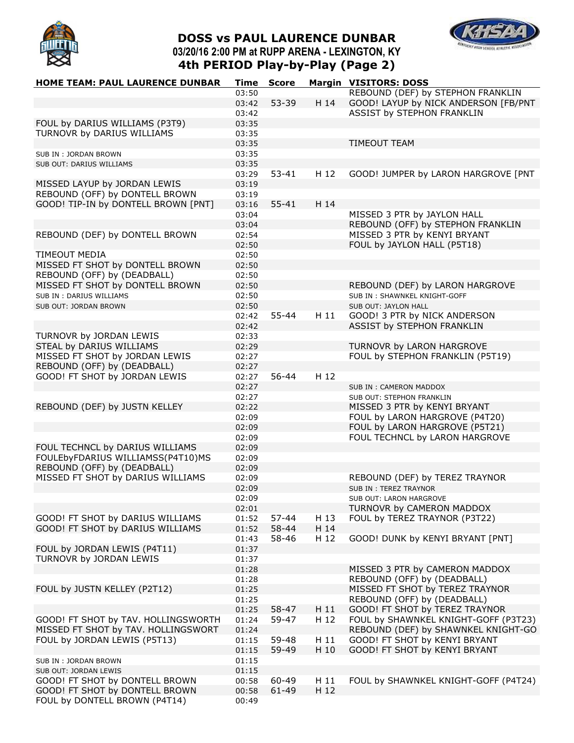# DOSS vs PAUL LAURENCE DUNBAR

**03/20/16 2:00 PM at RUPP ARENA - LEXINGTON, KY**

## 4th PERIOD Play-by-Play (Page 2)

| HOME TEAM: PAUL LAURENCE DUNBAR | Time | Score | Margin | VISITORS: DOSS |
|---|---|---|---|---|
| | 03:50 | | | REBOUND (DEF) by STEPHON FRANKLIN |
| | 03:42 | 53-39 | H 14 | GOOD! LAYUP by NICK ANDERSON [FB/PNT |
| | 03:42 | | | ASSIST by STEPHON FRANKLIN |
| FOUL by DARIUS WILLIAMS (P3T9) | 03:35 | | | |
| TURNOVR by DARIUS WILLIAMS | 03:35 | | | |
| | 03:35 | | | TIMEOUT TEAM |
| SUB IN : JORDAN BROWN | 03:35 | | | |
| SUB OUT: DARIUS WILLIAMS | 03:35 | | | |
| | 03:29 | 53-41 | H 12 | GOOD! JUMPER by LARON HARGROVE [PNT |
| MISSED LAYUP by JORDAN LEWIS | 03:19 | | | |
| REBOUND (OFF) by DONTELL BROWN | 03:19 | | | |
| GOOD! TIP-IN by DONTELL BROWN [PNT] | 03:16 | 55-41 | H 14 | |
| | 03:04 | | | MISSED 3 PTR by JAYLON HALL |
| | 03:04 | | | REBOUND (OFF) by STEPHON FRANKLIN |
| REBOUND (DEF) by DONTELL BROWN | 02:54 | | | MISSED 3 PTR by KENYI BRYANT |
| | 02:50 | | | FOUL by JAYLON HALL (P5T18) |
| TIMEOUT MEDIA | 02:50 | | | |
| MISSED FT SHOT by DONTELL BROWN | 02:50 | | | |
| REBOUND (OFF) by (DEADBALL) | 02:50 | | | |
| MISSED FT SHOT by DONTELL BROWN | 02:50 | | | REBOUND (DEF) by LARON HARGROVE |
| SUB IN : DARIUS WILLIAMS | 02:50 | | | SUB IN : SHAWNKEL KNIGHT-GOFF |
| SUB OUT: JORDAN BROWN | 02:50 | | | SUB OUT: JAYLON HALL |
| | 02:42 | 55-44 | H 11 | GOOD! 3 PTR by NICK ANDERSON |
| | 02:42 | | | ASSIST by STEPHON FRANKLIN |
| TURNOVR by JORDAN LEWIS | 02:33 | | | |
| STEAL by DARIUS WILLIAMS | 02:29 | | | TURNOVR by LARON HARGROVE |
| MISSED FT SHOT by JORDAN LEWIS | 02:27 | | | FOUL by STEPHON FRANKLIN (P5T19) |
| REBOUND (OFF) by (DEADBALL) | 02:27 | | | |
| GOOD! FT SHOT by JORDAN LEWIS | 02:27 | 56-44 | H 12 | |
| | 02:27 | | | SUB IN : CAMERON MADDOX |
| | 02:27 | | | SUB OUT: STEPHON FRANKLIN |
| REBOUND (DEF) by JUSTN KELLEY | 02:22 | | | MISSED 3 PTR by KENYI BRYANT |
| | 02:09 | | | FOUL by LARON HARGROVE (P4T20) |
| | 02:09 | | | FOUL by LARON HARGROVE (P5T21) |
| | 02:09 | | | FOUL TECHNCL by LARON HARGROVE |
| FOUL TECHNCL by DARIUS WILLIAMS | 02:09 | | | |
| FOULEbyFDARIUS WILLIAMSS(P4T10)MS | 02:09 | | | |
| REBOUND (OFF) by (DEADBALL) | 02:09 | | | |
| MISSED FT SHOT by DARIUS WILLIAMS | 02:09 | | | REBOUND (DEF) by TEREZ TRAYNOR |
| | 02:09 | | | SUB IN : TEREZ TRAYNOR |
| | 02:09 | | | SUB OUT: LARON HARGROVE |
| | 02:01 | | | TURNOVR by CAMERON MADDOX |
| GOOD! FT SHOT by DARIUS WILLIAMS | 01:52 | 57-44 | H 13 | FOUL by TEREZ TRAYNOR (P3T22) |
| GOOD! FT SHOT by DARIUS WILLIAMS | 01:52 | 58-44 | H 14 | |
| | 01:43 | 58-46 | H 12 | GOOD! DUNK by KENYI BRYANT [PNT] |
| FOUL by JORDAN LEWIS (P4T11) | 01:37 | | | |
| TURNOVR by JORDAN LEWIS | 01:37 | | | |
| | 01:28 | | | MISSED 3 PTR by CAMERON MADDOX |
| | 01:28 | | | REBOUND (OFF) by (DEADBALL) |
| FOUL by JUSTN KELLEY (P2T12) | 01:25 | | | MISSED FT SHOT by TEREZ TRAYNOR |
| | 01:25 | | | REBOUND (OFF) by (DEADBALL) |
| | 01:25 | 58-47 | H 11 | GOOD! FT SHOT by TEREZ TRAYNOR |
| GOOD! FT SHOT by TAV. HOLLINGSWORTH | 01:24 | 59-47 | H 12 | FOUL by SHAWNKEL KNIGHT-GOFF (P3T23) |
| MISSED FT SHOT by TAV. HOLLINGSWORT | 01:24 | | | REBOUND (DEF) by SHAWNKEL KNIGHT-GO |
| FOUL by JORDAN LEWIS (P5T13) | 01:15 | 59-48 | H 11 | GOOD! FT SHOT by KENYI BRYANT |
| | 01:15 | 59-49 | H 10 | GOOD! FT SHOT by KENYI BRYANT |
| SUB IN : JORDAN BROWN | 01:15 | | | |
| SUB OUT: JORDAN LEWIS | 01:15 | | | |
| GOOD! FT SHOT by DONTELL BROWN | 00:58 | 60-49 | H 11 | FOUL by SHAWNKEL KNIGHT-GOFF (P4T24) |
| GOOD! FT SHOT by DONTELL BROWN | 00:58 | 61-49 | H 12 | |
| FOUL by DONTELL BROWN (P4T14) | 00:49 | | | |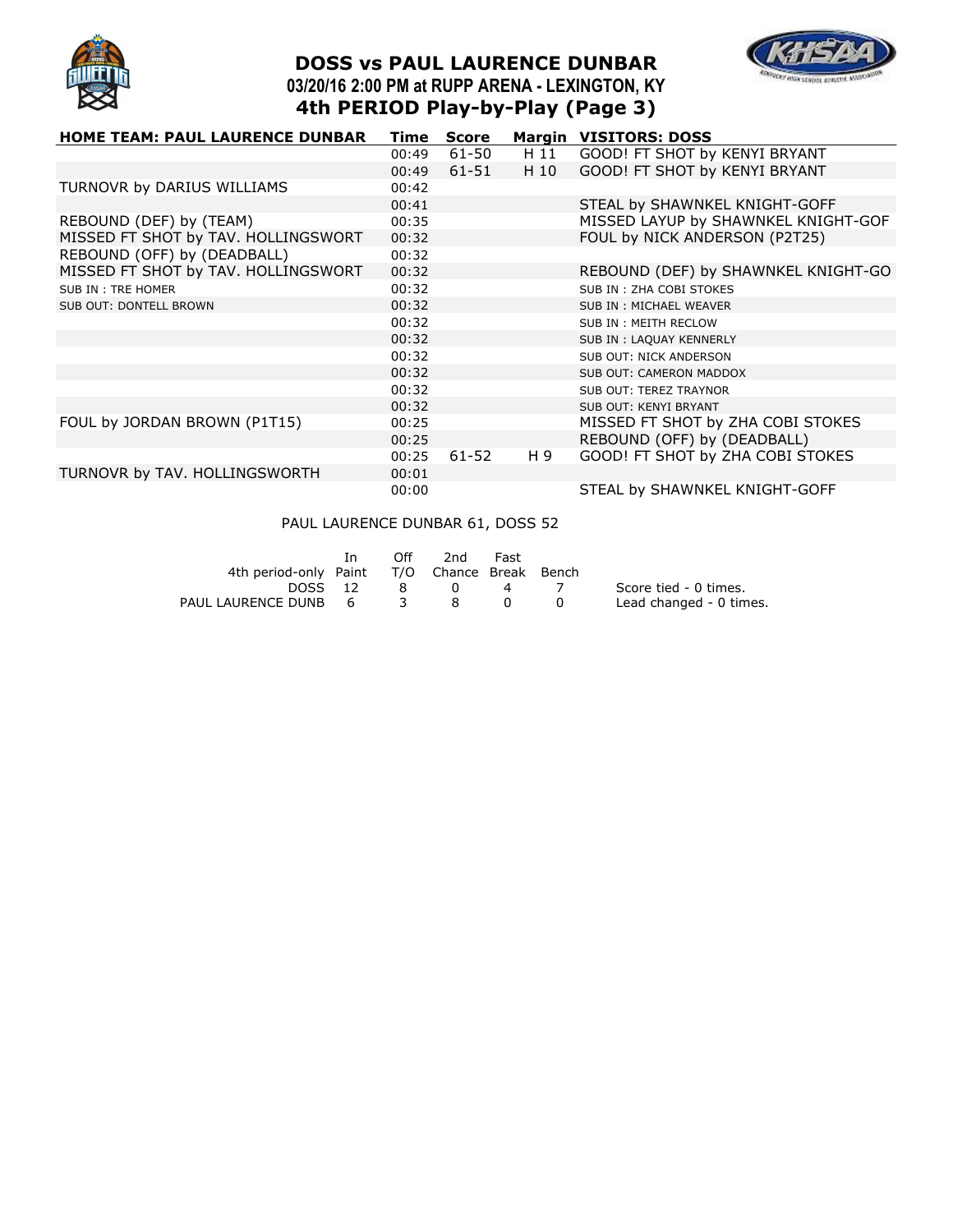# DOSS vs PAUL LAURENCE DUNBAR

## 03/20/16 2:00 PM at RUPP ARENA - LEXINGTON, KY

## 4th PERIOD Play-by-Play (Page 3)

| HOME TEAM: PAUL LAURENCE DUNBAR | Time | Score | Margin | VISITORS: DOSS |
|---|---|---|---|---|
| | 00:49 | 61-50 | H 11 | GOOD! FT SHOT by KENYI BRYANT |
| | 00:49 | 61-51 | H 10 | GOOD! FT SHOT by KENYI BRYANT |
| TURNOVR by DARIUS WILLIAMS | 00:42 | | | |
| | 00:41 | | | STEAL by SHAWNKEL KNIGHT-GOFF |
| REBOUND (DEF) by (TEAM) | 00:35 | | | MISSED LAYUP by SHAWNKEL KNIGHT-GOF |
| MISSED FT SHOT by TAV. HOLLINGSWORT | 00:32 | | | FOUL by NICK ANDERSON (P2T25) |
| REBOUND (OFF) by (DEADBALL) | 00:32 | | | |
| MISSED FT SHOT by TAV. HOLLINGSWORT | 00:32 | | | REBOUND (DEF) by SHAWNKEL KNIGHT-GO |
| SUB IN : TRE HOMER | 00:32 | | | SUB IN : ZHA COBI STOKES |
| SUB OUT: DONTELL BROWN | 00:32 | | | SUB IN : MICHAEL WEAVER |
| | 00:32 | | | SUB IN : MEITH RECLOW |
| | 00:32 | | | SUB IN : LAQUAY KENNERLY |
| | 00:32 | | | SUB OUT: NICK ANDERSON |
| | 00:32 | | | SUB OUT: CAMERON MADDOX |
| | 00:32 | | | SUB OUT: TEREZ TRAYNOR |
| | 00:32 | | | SUB OUT: KENYI BRYANT |
| FOUL by JORDAN BROWN (P1T15) | 00:25 | | | MISSED FT SHOT by ZHA COBI STOKES |
| | 00:25 | | | REBOUND (OFF) by (DEADBALL) |
| | 00:25 | 61-52 | H 9 | GOOD! FT SHOT by ZHA COBI STOKES |
| TURNOVR by TAV. HOLLINGSWORTH | 00:01 | | | |
| | 00:00 | | | STEAL by SHAWNKEL KNIGHT-GOFF |

PAUL LAURENCE DUNBAR 61, DOSS 52

| 4th period-only | In Paint | Off T/O | 2nd Chance | Fast Break | Bench |
|---|---|---|---|---|---|
| DOSS | 12 | 8 | 0 | 4 | 7 |
| PAUL LAURENCE DUNB | 6 | 3 | 8 | 0 | 0 |

Score tied - 0 times.
Lead changed - 0 times.